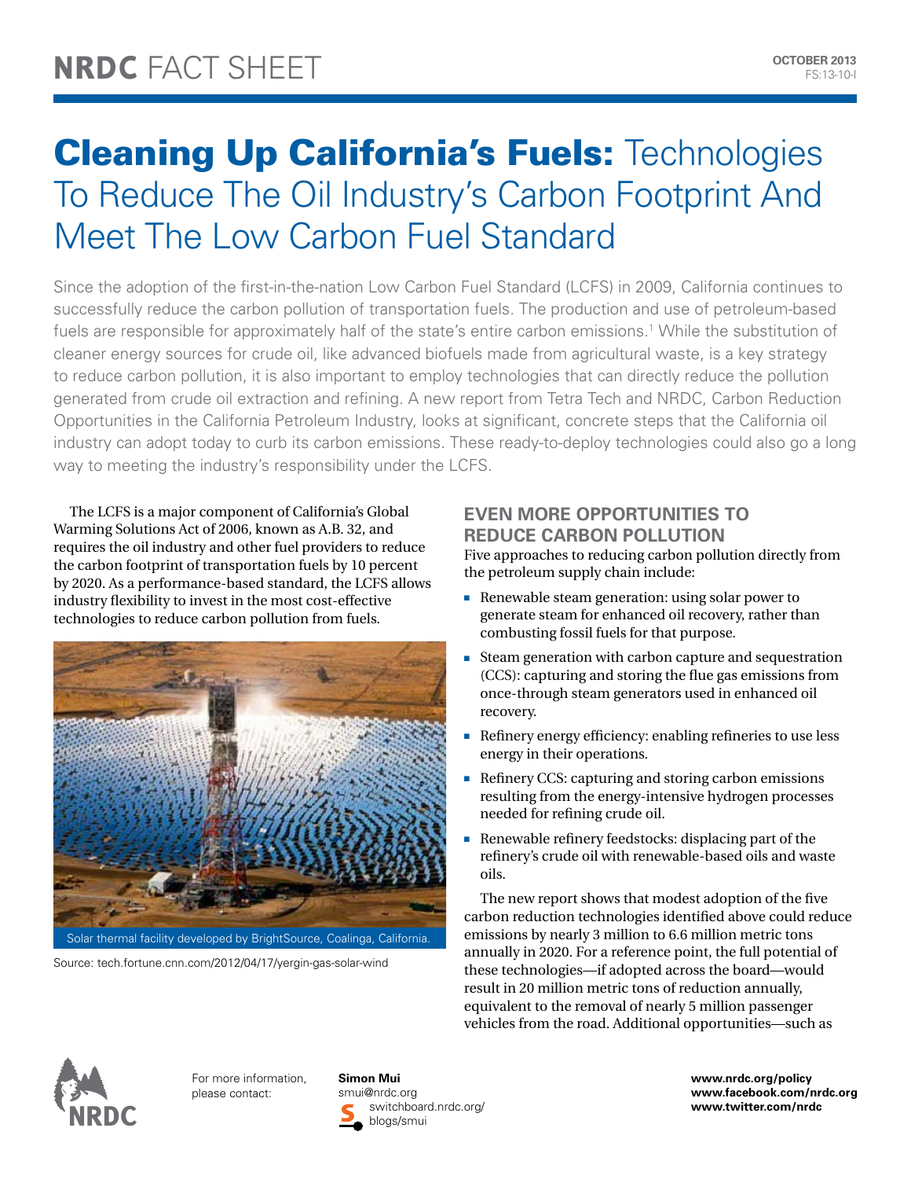NRDC FACT SHEET

OCTOBER 2013
FS:13-10-I

# Cleaning Up California's Fuels: Technologies To Reduce The Oil Industry's Carbon Footprint And Meet The Low Carbon Fuel Standard

Since the adoption of the first-in-the-nation Low Carbon Fuel Standard (LCFS) in 2009, California continues to successfully reduce the carbon pollution of transportation fuels. The production and use of petroleum-based fuels are responsible for approximately half of the state's entire carbon emissions.[1] While the substitution of cleaner energy sources for crude oil, like advanced biofuels made from agricultural waste, is a key strategy to reduce carbon pollution, it is also important to employ technologies that can directly reduce the pollution generated from crude oil extraction and refining. A new report from Tetra Tech and NRDC, Carbon Reduction Opportunities in the California Petroleum Industry, looks at significant, concrete steps that the California oil industry can adopt today to curb its carbon emissions. These ready-to-deploy technologies could also go a long way to meeting the industry's responsibility under the LCFS.

The LCFS is a major component of California's Global Warming Solutions Act of 2006, known as A.B. 32, and requires the oil industry and other fuel providers to reduce the carbon footprint of transportation fuels by 10 percent by 2020. As a performance-based standard, the LCFS allows industry flexibility to invest in the most cost-effective technologies to reduce carbon pollution from fuels.

Solar thermal facility developed by BrightSource, Coalinga, California.

Source: tech.fortune.cnn.com/2012/04/17/yergin-gas-solar-wind

## EVEN MORE OPPORTUNITIES TO REDUCE CARBON POLLUTION

Five approaches to reducing carbon pollution directly from the petroleum supply chain include:

- Renewable steam generation: using solar power to generate steam for enhanced oil recovery, rather than combusting fossil fuels for that purpose.
- Steam generation with carbon capture and sequestration (CCS): capturing and storing the flue gas emissions from once-through steam generators used in enhanced oil recovery.
- Refinery energy efficiency: enabling refineries to use less energy in their operations.
- Refinery CCS: capturing and storing carbon emissions resulting from the energy-intensive hydrogen processes needed for refining crude oil.
- Renewable refinery feedstocks: displacing part of the refinery's crude oil with renewable-based oils and waste oils.

The new report shows that modest adoption of the five carbon reduction technologies identified above could reduce emissions by nearly 3 million to 6.6 million metric tons annually in 2020. For a reference point, the full potential of these technologies—if adopted across the board—would result in 20 million metric tons of reduction annually, equivalent to the removal of nearly 5 million passenger vehicles from the road. Additional opportunities—such as

For more information, please contact:

**Simon Mui**
smui@nrdc.org
switchboard.nrdc.org/blogs/smui

**www.nrdc.org/policy**
**www.facebook.com/nrdc.org**
**www.twitter.com/nrdc**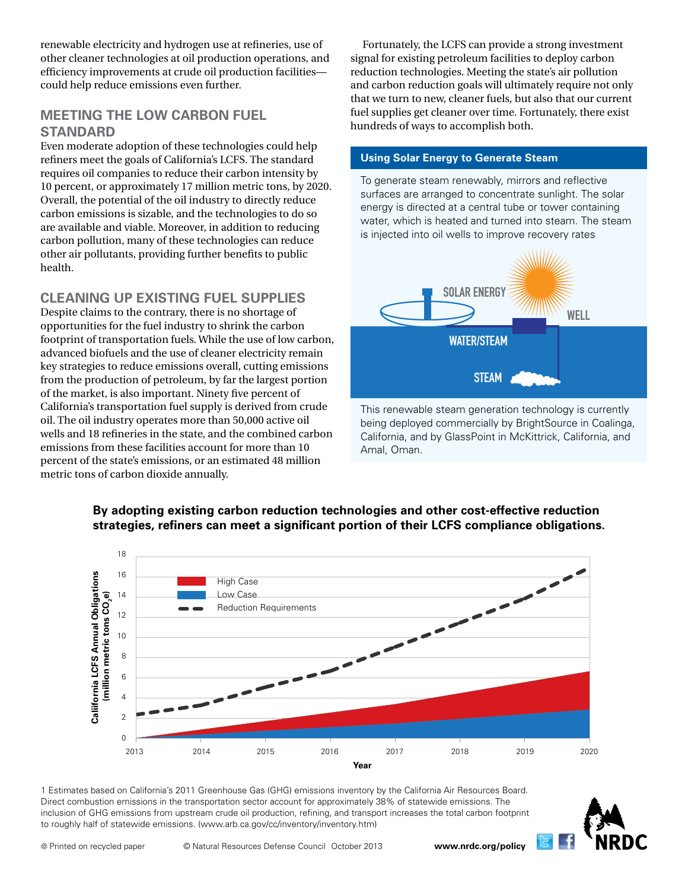renewable electricity and hydrogen use at refineries, use of other cleaner technologies at oil production operations, and efficiency improvements at crude oil production facilities—could help reduce emissions even further.

## MEETING THE LOW CARBON FUEL STANDARD

Even moderate adoption of these technologies could help refiners meet the goals of California's LCFS. The standard requires oil companies to reduce their carbon intensity by 10 percent, or approximately 17 million metric tons, by 2020. Overall, the potential of the oil industry to directly reduce carbon emissions is sizable, and the technologies to do so are available and viable. Moreover, in addition to reducing carbon pollution, many of these technologies can reduce other air pollutants, providing further benefits to public health.

## CLEANING UP EXISTING FUEL SUPPLIES

Despite claims to the contrary, there is no shortage of opportunities for the fuel industry to shrink the carbon footprint of transportation fuels. While the use of low carbon, advanced biofuels and the use of cleaner electricity remain key strategies to reduce emissions overall, cutting emissions from the production of petroleum, by far the largest portion of the market, is also important. Ninety five percent of California's transportation fuel supply is derived from crude oil. The oil industry operates more than 50,000 active oil wells and 18 refineries in the state, and the combined carbon emissions from these facilities account for more than 10 percent of the state's emissions, or an estimated 48 million metric tons of carbon dioxide annually.

Fortunately, the LCFS can provide a strong investment signal for existing petroleum facilities to deploy carbon reduction technologies. Meeting the state's air pollution and carbon reduction goals will ultimately require not only that we turn to new, cleaner fuels, but also that our current fuel supplies get cleaner over time. Fortunately, there exist hundreds of ways to accomplish both.

### Using Solar Energy to Generate Steam

To generate steam renewably, mirrors and reflective surfaces are arranged to concentrate sunlight. The solar energy is directed at a central tube or tower containing water, which is heated and turned into steam. The steam is injected into oil wells to improve recovery rates

SOLAR ENERGY
WELL
WATER/STEAM
STEAM

This renewable steam generation technology is currently being deployed commercially by BrightSource in Coalinga, California, and by GlassPoint in McKittrick, California, and Amal, Oman.

**By adopting existing carbon reduction technologies and other cost-effective reduction strategies, refiners can meet a significant portion of their LCFS compliance obligations.**

California LCFS Annual Obligations (million metric tons $CO_2e$)
18
16
14
12
10
8
6
4
2
0
High Case
Low Case
Reduction Requirements
2013
2014
2015
2016
2017
2018
2019
2020
Year

1 Estimates based on California's 2011 Greenhouse Gas (GHG) emissions inventory by the California Air Resources Board. Direct combustion emissions in the transportation sector account for approximately 38% of statewide emissions. The inclusion of GHG emissions from upstream crude oil production, refining, and transport increases the total carbon footprint to roughly half of statewide emissions. (www.arb.ca.gov/cc/inventory/inventory.htm)

Printed on recycled paper © Natural Resources Defense Council October 2013 www.nrdc.org/policy